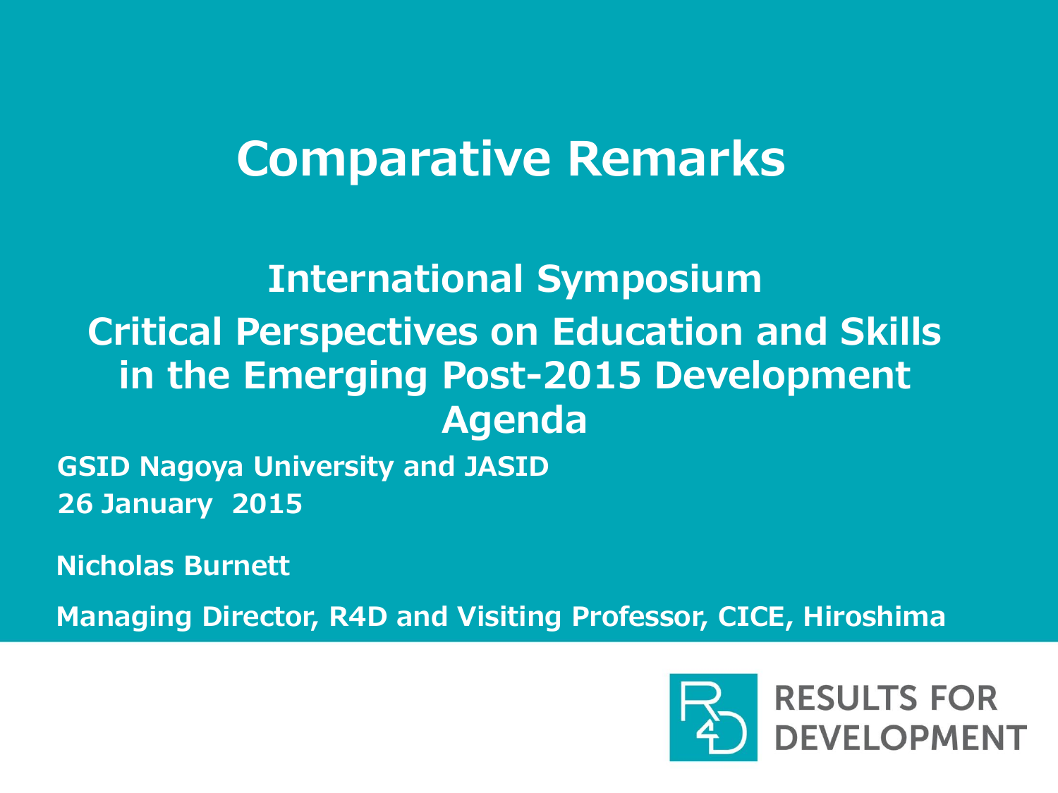# Comparative Remarks

## International Symposium

## Critical Perspectives on Education and Skills in the Emerging Post-2015 Development Agenda

**GSID Nagoya University and JASID**

**26 January 2015**

**Nicholas Burnett**

**Managing Director, R4D and Visiting Professor, CICE, Hiroshima**

RESULTS FOR DEVELOPMENT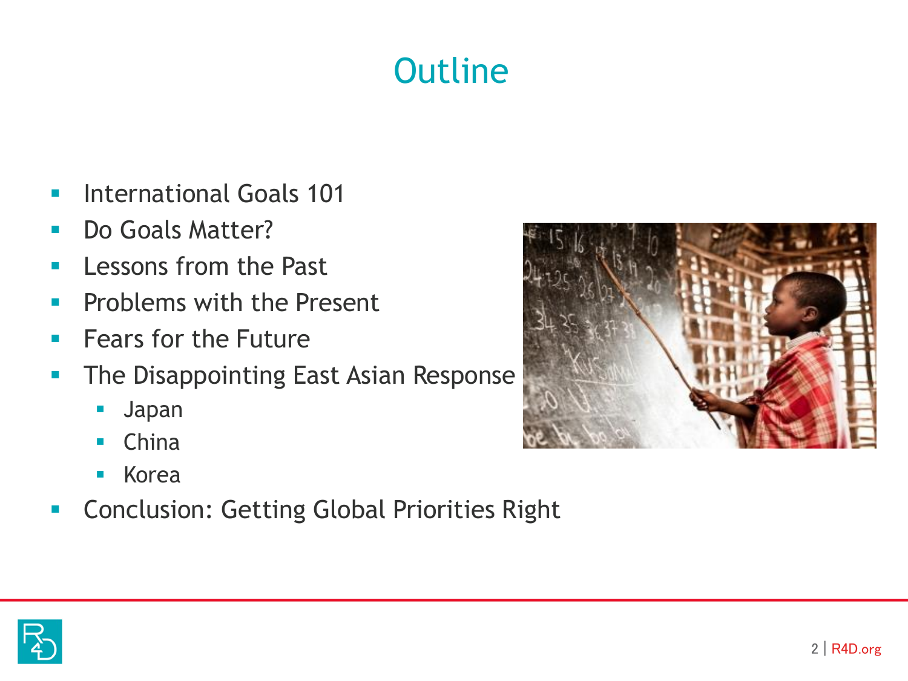# Outline

- International Goals 101
- Do Goals Matter?
- Lessons from the Past
- Problems with the Present
- Fears for the Future
- The Disappointing East Asian Response
  - Japan
  - China
  - Korea
- Conclusion: Getting Global Priorities Right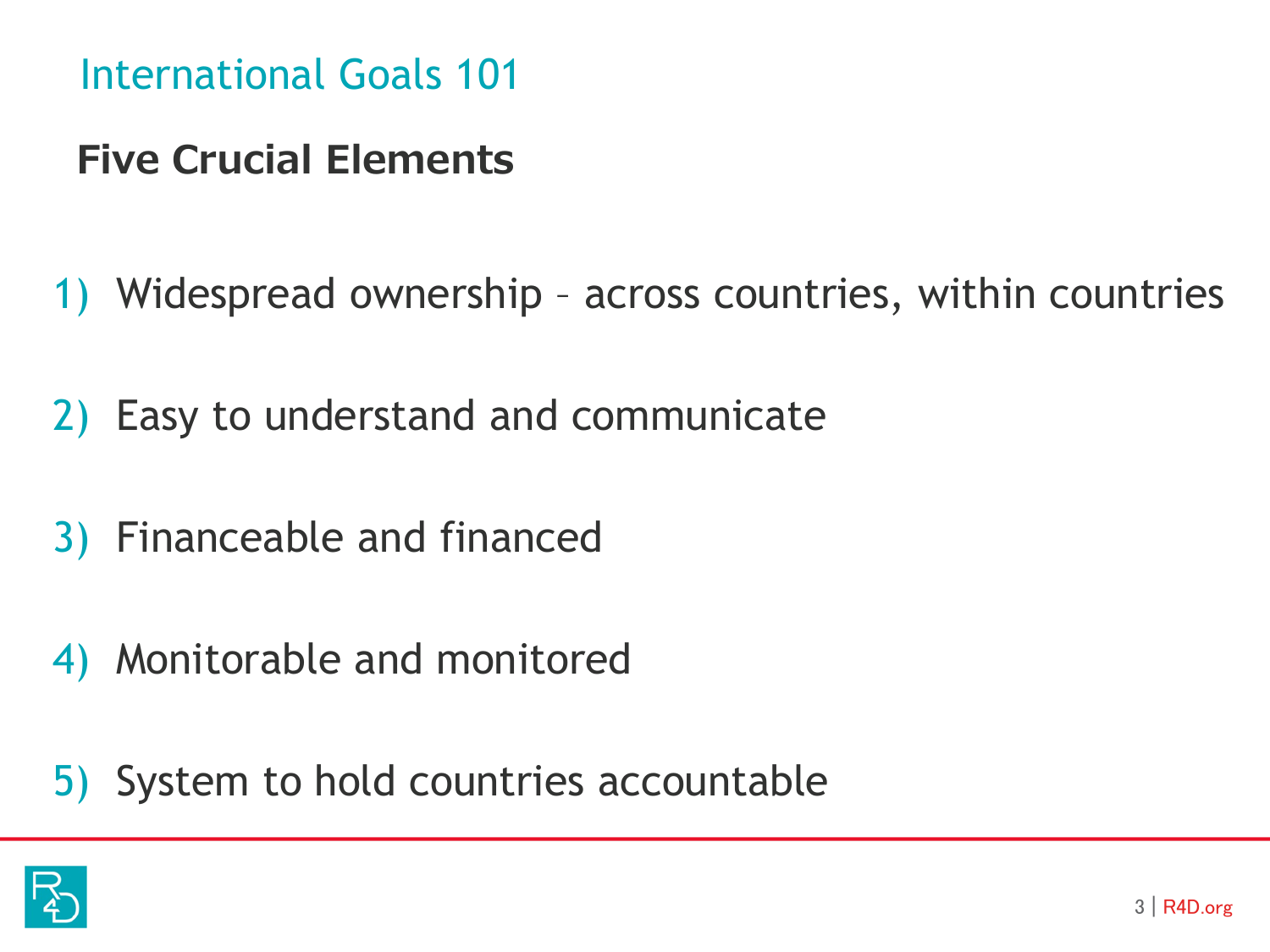# International Goals 101

## Five Crucial Elements

1) Widespread ownership – across countries, within countries
2) Easy to understand and communicate
3) Financeable and financed
4) Monitorable and monitored
5) System to hold countries accountable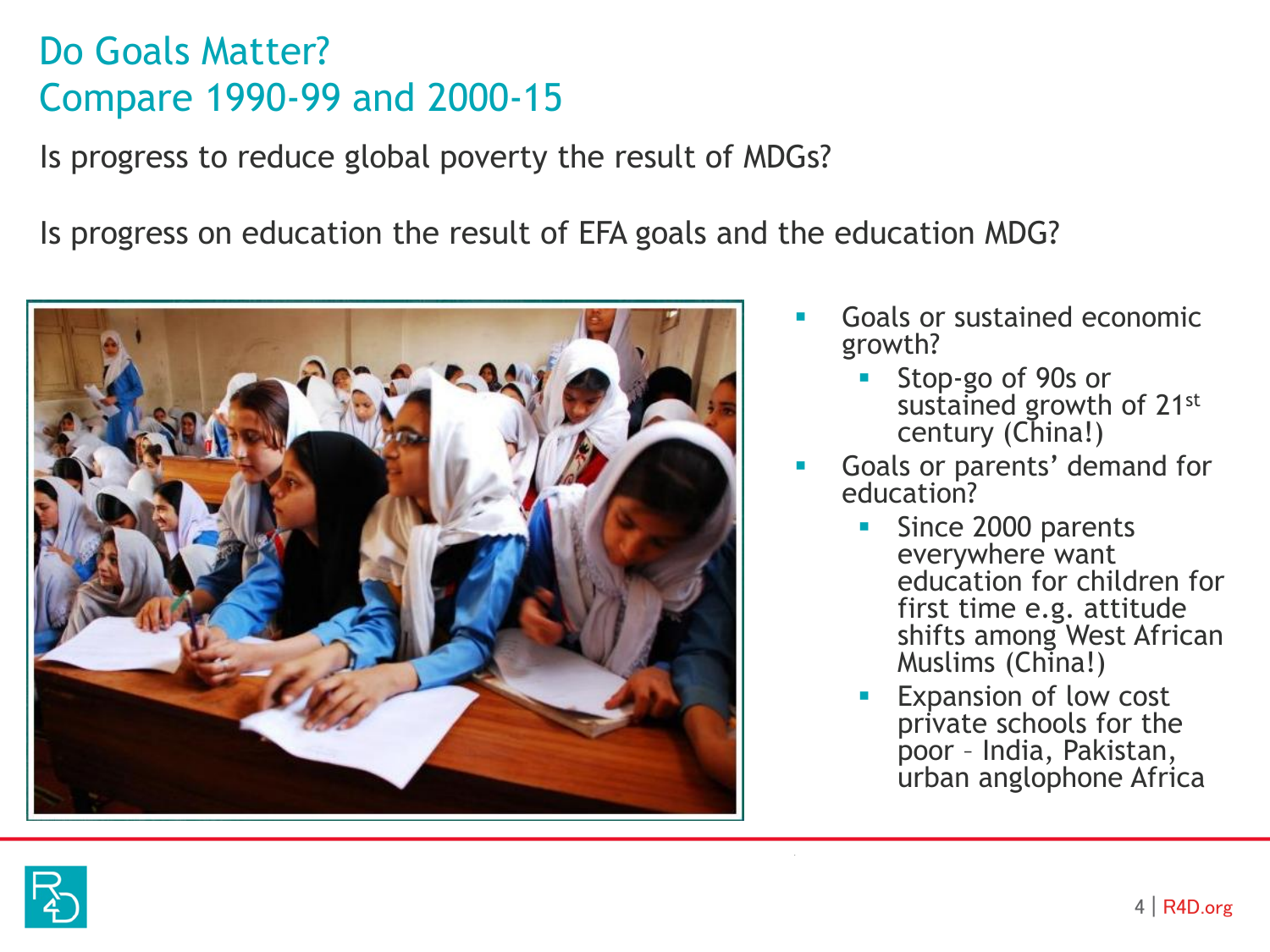# Do Goals Matter?
# Compare 1990-99 and 2000-15

Is progress to reduce global poverty the result of MDGs?

Is progress on education the result of EFA goals and the education MDG?

- Goals or sustained economic growth?
  - Stop-go of 90s or sustained growth of 21st century (China!)
- Goals or parents' demand for education?
  - Since 2000 parents everywhere want education for children for first time e.g. attitude shifts among West African Muslims (China!)
  - Expansion of low cost private schools for the poor – India, Pakistan, urban anglophone Africa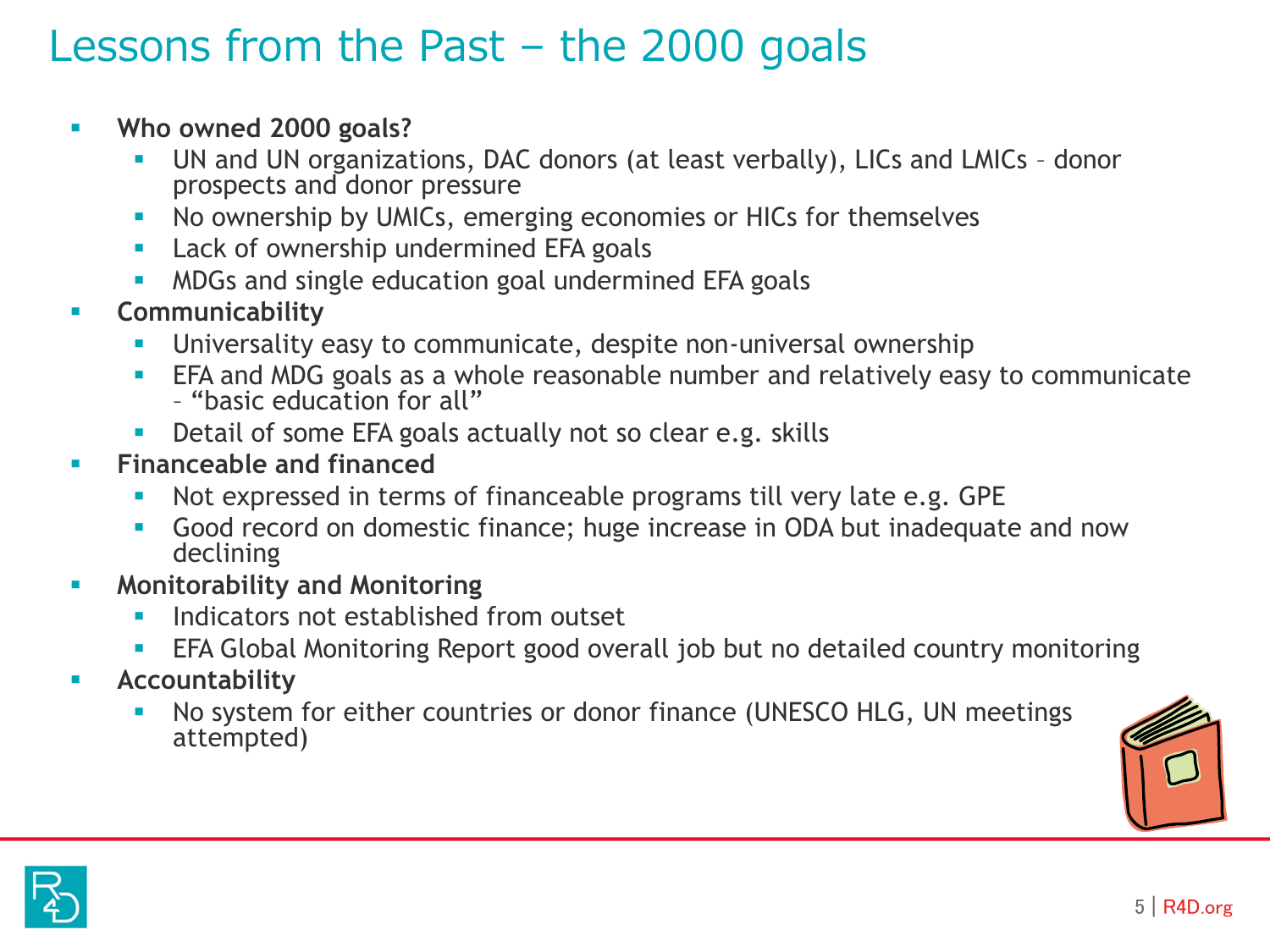# Lessons from the Past – the 2000 goals

- **Who owned 2000 goals?**
  - UN and UN organizations, DAC donors (at least verbally), LICs and LMICs – donor prospects and donor pressure
  - No ownership by UMICs, emerging economies or HICs for themselves
  - Lack of ownership undermined EFA goals
  - MDGs and single education goal undermined EFA goals
- **Communicability**
  - Universality easy to communicate, despite non-universal ownership
  - EFA and MDG goals as a whole reasonable number and relatively easy to communicate – "basic education for all"
  - Detail of some EFA goals actually not so clear e.g. skills
- **Financeable and financed**
  - Not expressed in terms of financeable programs till very late e.g. GPE
  - Good record on domestic finance; huge increase in ODA but inadequate and now declining
- **Monitorability and Monitoring**
  - Indicators not established from outset
  - EFA Global Monitoring Report good overall job but no detailed country monitoring
- **Accountability**
  - No system for either countries or donor finance (UNESCO HLG, UN meetings attempted)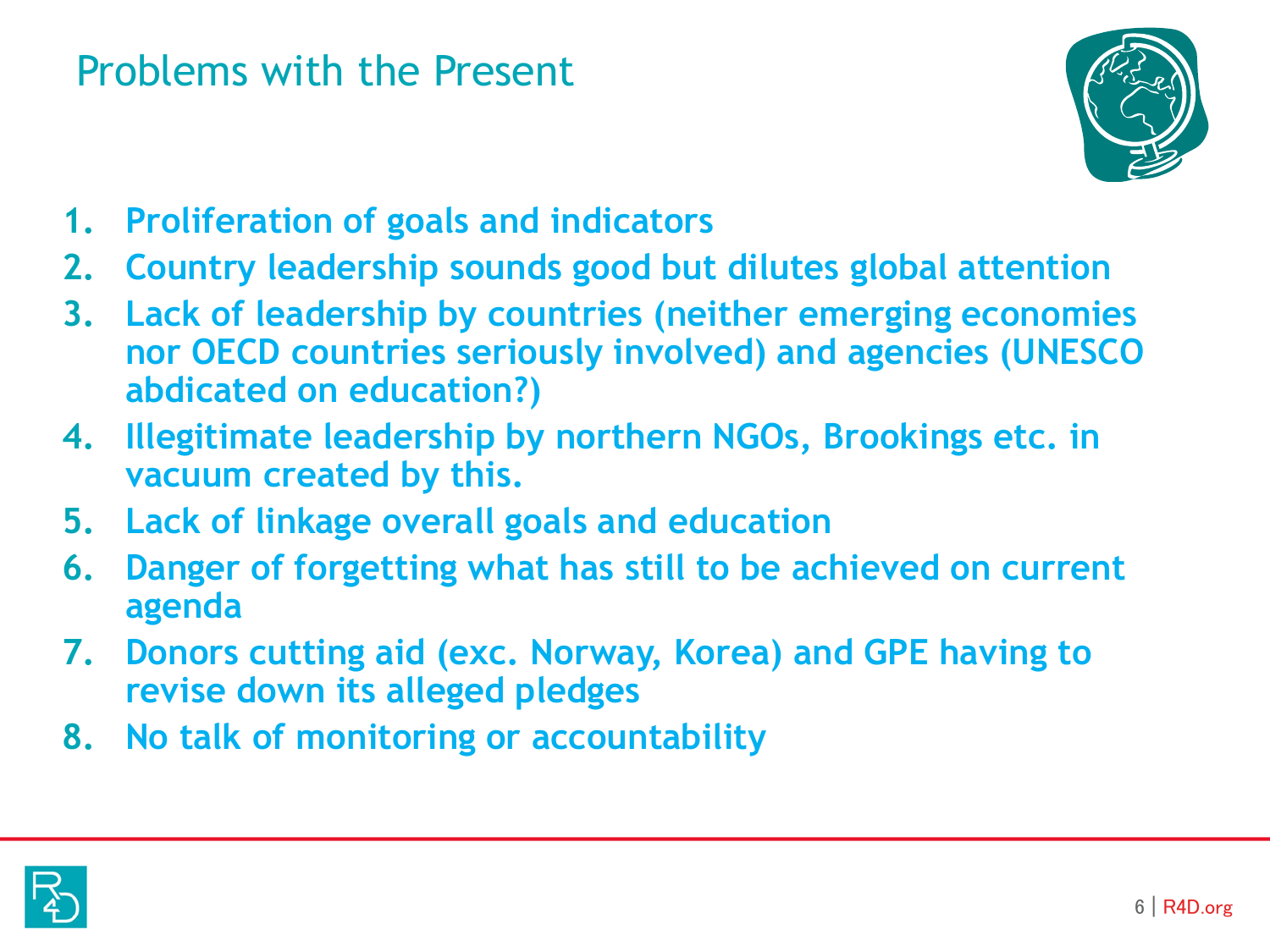# Problems with the Present

1. **Proliferation of goals and indicators**
2. **Country leadership sounds good but dilutes global attention**
3. **Lack of leadership by countries (neither emerging economies nor OECD countries seriously involved) and agencies (UNESCO abdicated on education?)**
4. **Illegitimate leadership by northern NGOs, Brookings etc. in vacuum created by this.**
5. **Lack of linkage overall goals and education**
6. **Danger of forgetting what has still to be achieved on current agenda**
7. **Donors cutting aid (exc. Norway, Korea) and GPE having to revise down its alleged pledges**
8. **No talk of monitoring or accountability**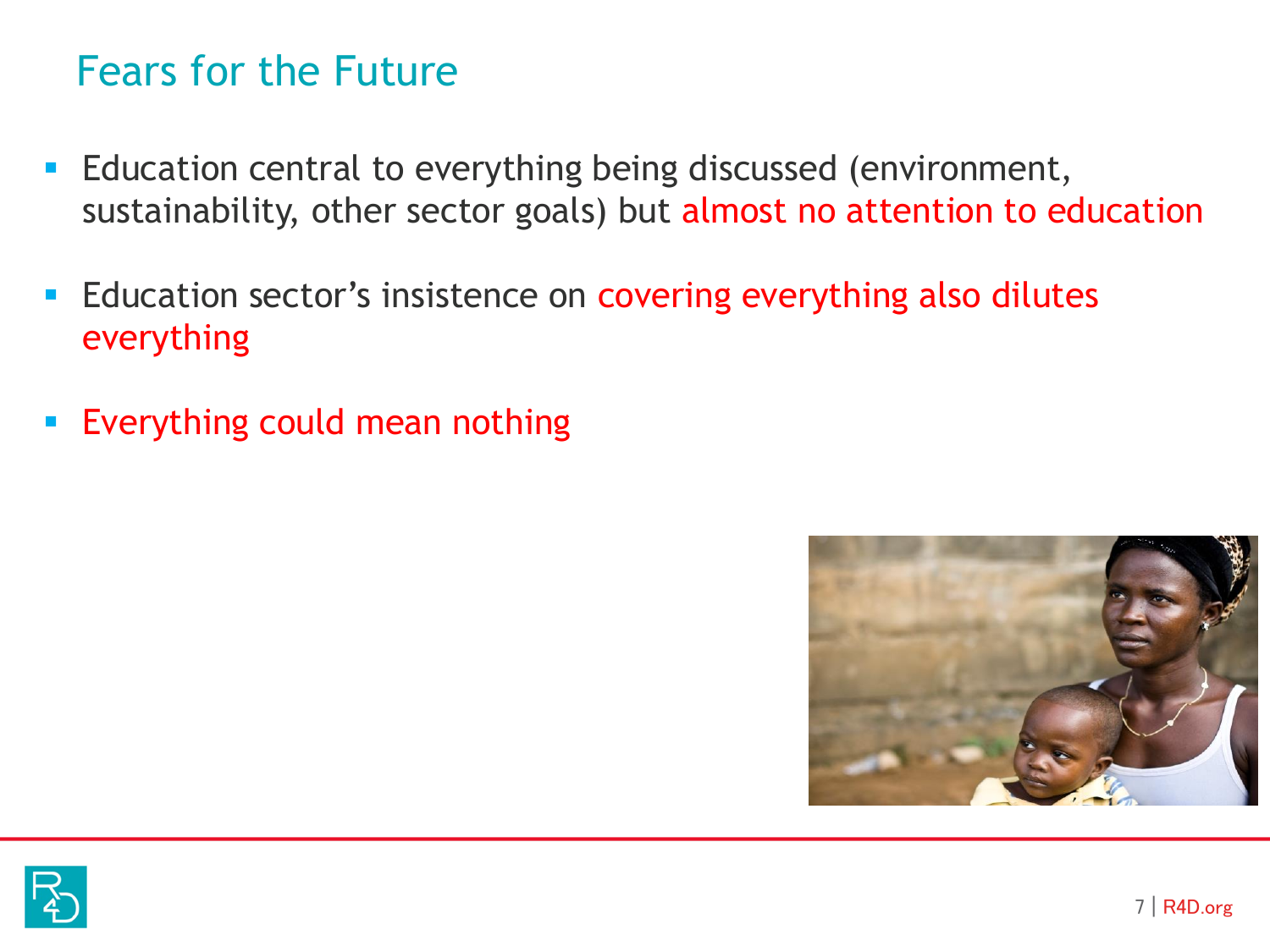# Fears for the Future

- Education central to everything being discussed (environment, sustainability, other sector goals) but almost no attention to education
- Education sector's insistence on covering everything also dilutes everything
- Everything could mean nothing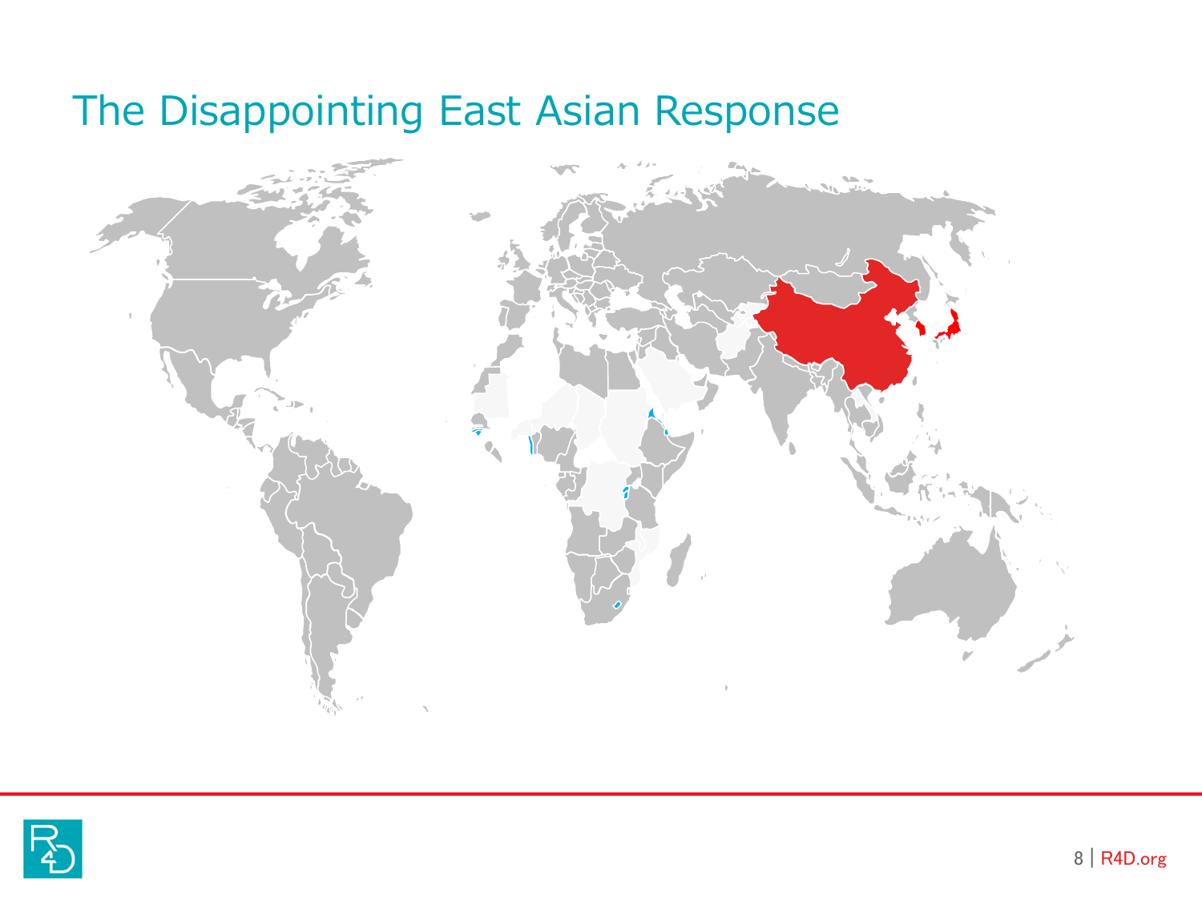# The Disappointing East Asian Response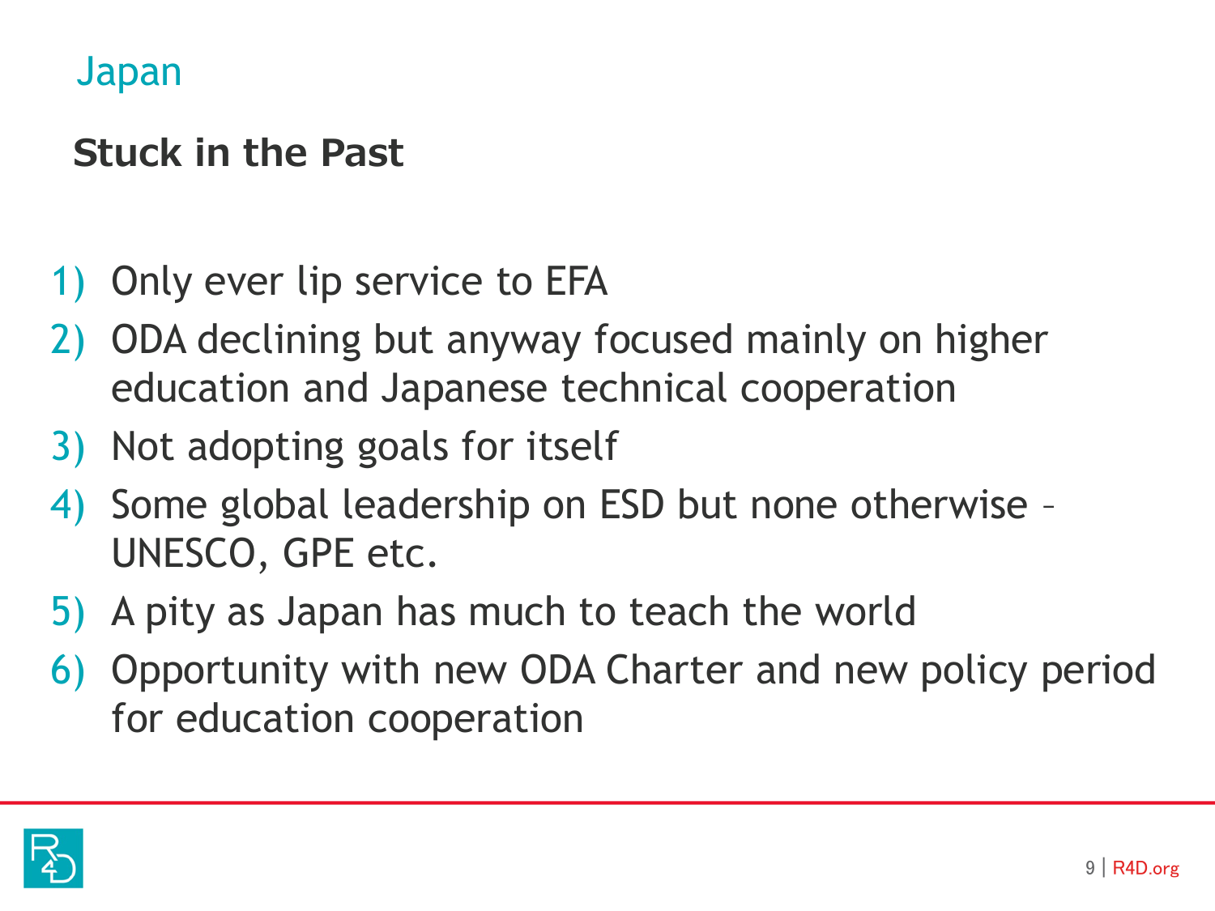## Japan

### Stuck in the Past

1) Only ever lip service to EFA
2) ODA declining but anyway focused mainly on higher education and Japanese technical cooperation
3) Not adopting goals for itself
4) Some global leadership on ESD but none otherwise – UNESCO, GPE etc.
5) A pity as Japan has much to teach the world
6) Opportunity with new ODA Charter and new policy period for education cooperation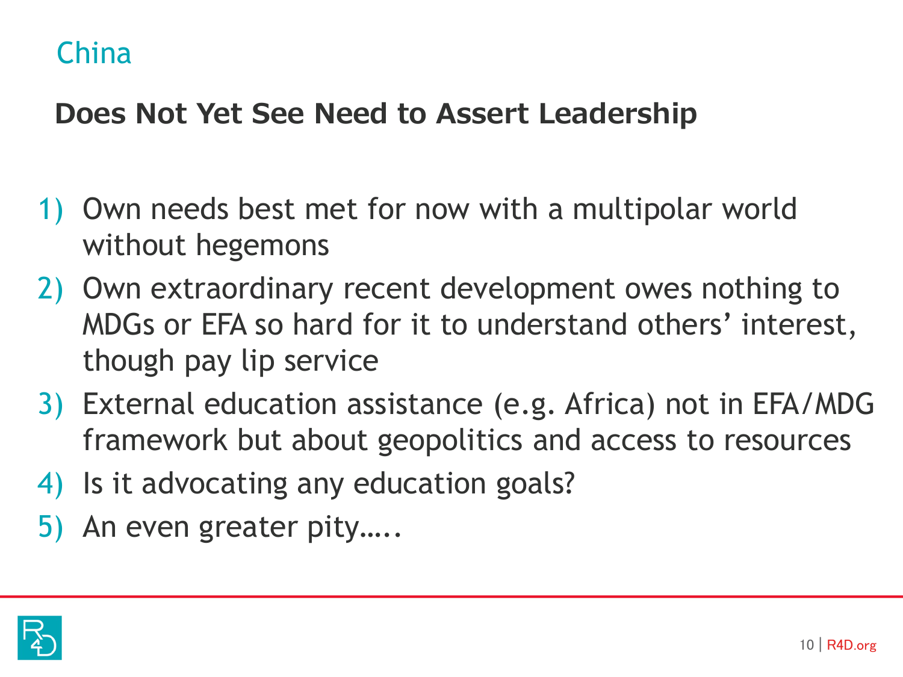# China

## Does Not Yet See Need to Assert Leadership

1) Own needs best met for now with a multipolar world without hegemons
2) Own extraordinary recent development owes nothing to MDGs or EFA so hard for it to understand others' interest, though pay lip service
3) External education assistance (e.g. Africa) not in EFA/MDG framework but about geopolitics and access to resources
4) Is it advocating any education goals?
5) An even greater pity…..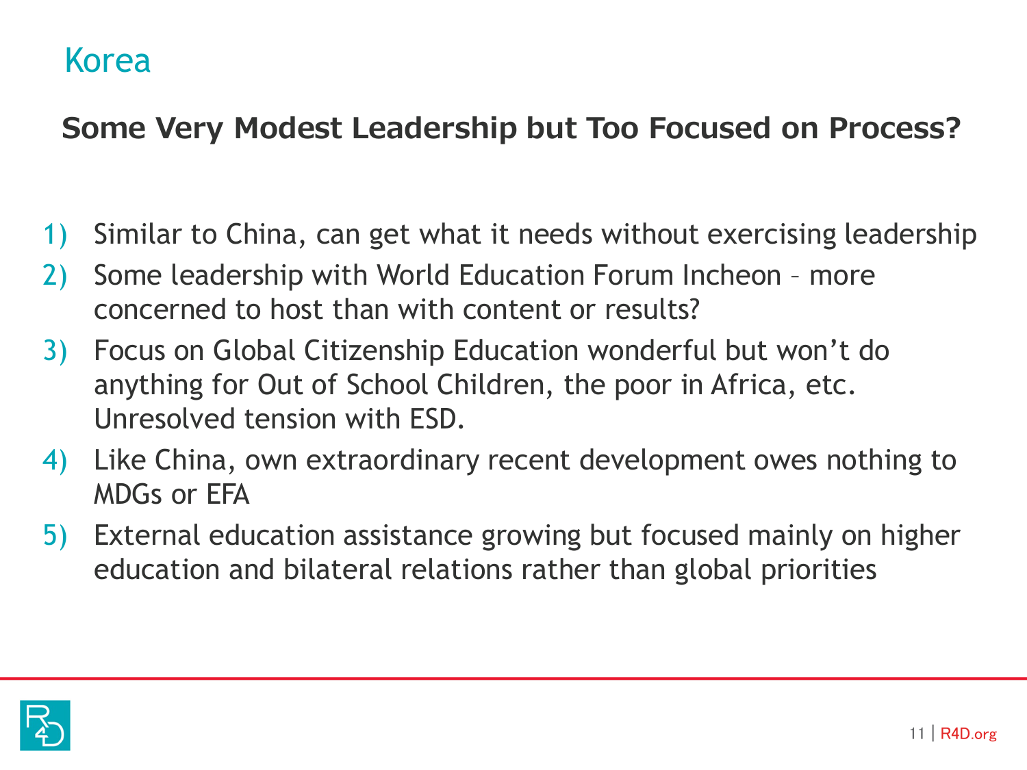# Korea

## Some Very Modest Leadership but Too Focused on Process?

1) Similar to China, can get what it needs without exercising leadership
2) Some leadership with World Education Forum Incheon – more concerned to host than with content or results?
3) Focus on Global Citizenship Education wonderful but won't do anything for Out of School Children, the poor in Africa, etc. Unresolved tension with ESD.
4) Like China, own extraordinary recent development owes nothing to MDGs or EFA
5) External education assistance growing but focused mainly on higher education and bilateral relations rather than global priorities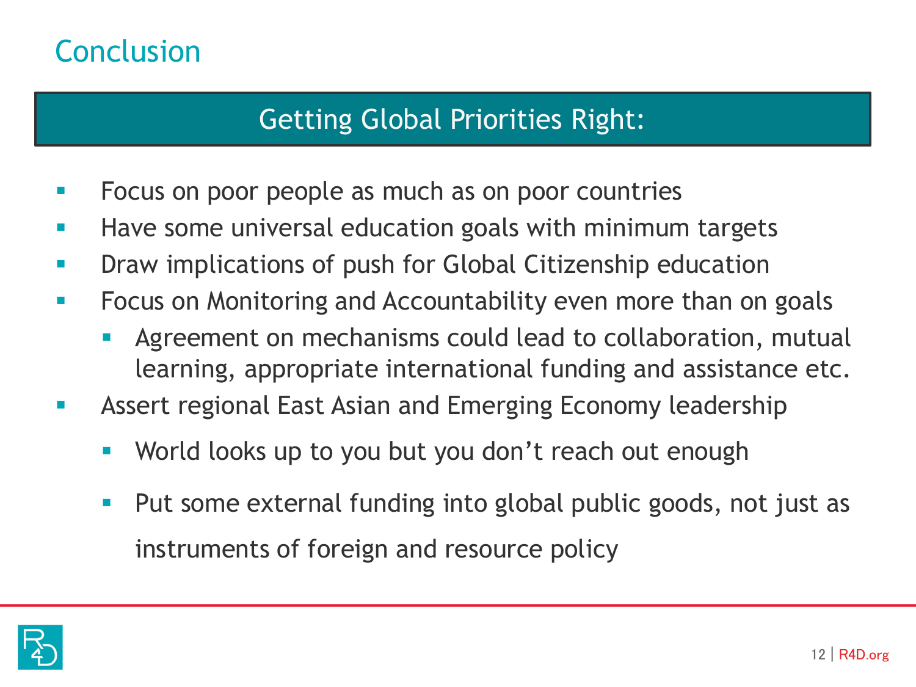# Conclusion

## Getting Global Priorities Right:

- Focus on poor people as much as on poor countries
- Have some universal education goals with minimum targets
- Draw implications of push for Global Citizenship education
- Focus on Monitoring and Accountability even more than on goals
  - Agreement on mechanisms could lead to collaboration, mutual learning, appropriate international funding and assistance etc.
- Assert regional East Asian and Emerging Economy leadership
  - World looks up to you but you don't reach out enough
  - Put some external funding into global public goods, not just as instruments of foreign and resource policy